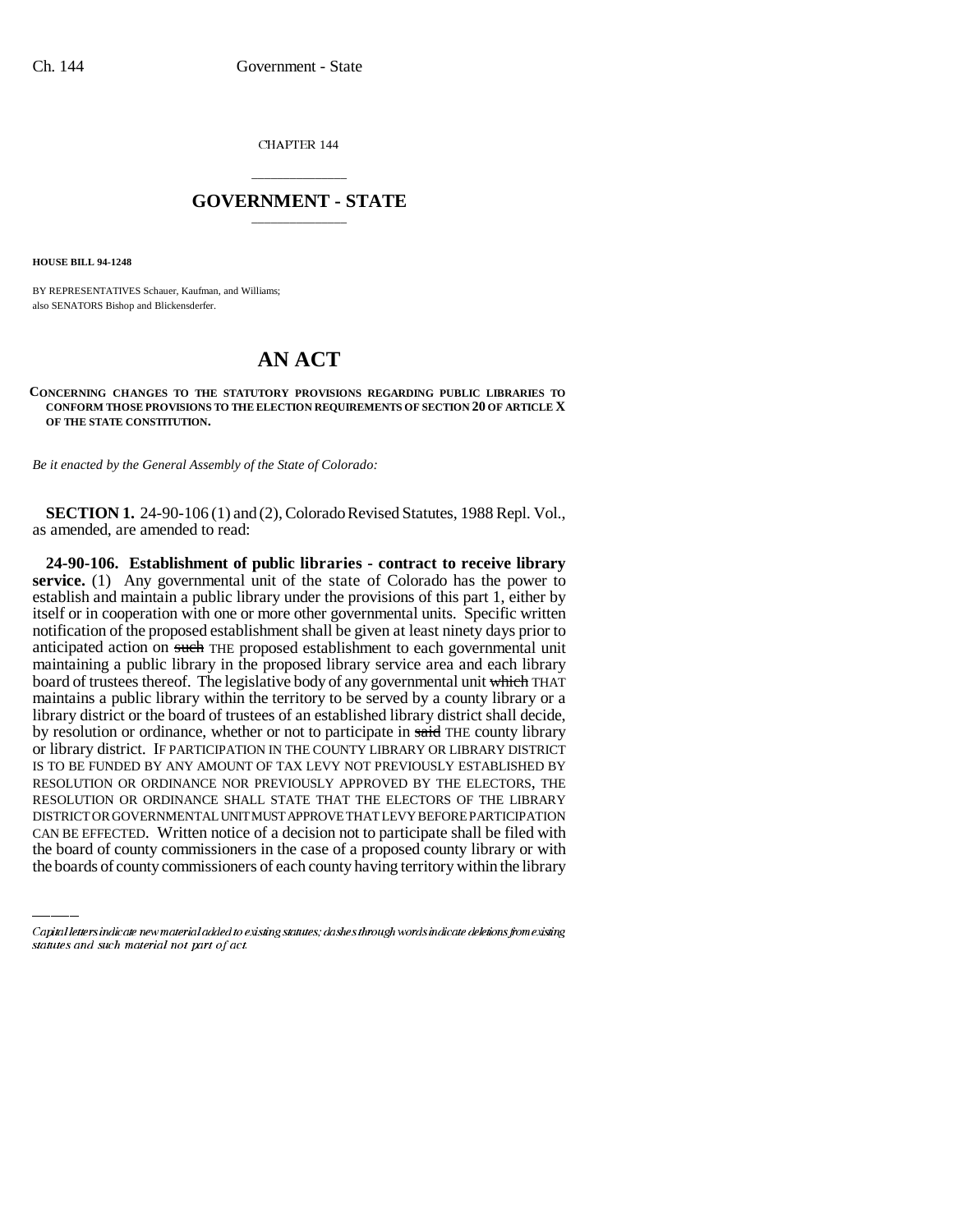CHAPTER 144

## GOVERNMENT - STATE

**HOUSE BILL 94-1248**

BY REPRESENTATIVES Schauer, Kaufman, and Williams;
also SENATORS Bishop and Blickensderfer.

# AN ACT

**CONCERNING CHANGES TO THE STATUTORY PROVISIONS REGARDING PUBLIC LIBRARIES TO CONFORM THOSE PROVISIONS TO THE ELECTION REQUIREMENTS OF SECTION 20 OF ARTICLE X OF THE STATE CONSTITUTION.**

*Be it enacted by the General Assembly of the State of Colorado:*

**SECTION 1.** 24-90-106 (1) and (2), Colorado Revised Statutes, 1988 Repl. Vol., as amended, are amended to read:

**24-90-106. Establishment of public libraries - contract to receive library service.** (1) Any governmental unit of the state of Colorado has the power to establish and maintain a public library under the provisions of this part 1, either by itself or in cooperation with one or more other governmental units. Specific written notification of the proposed establishment shall be given at least ninety days prior to anticipated action on ~~such~~ THE proposed establishment to each governmental unit maintaining a public library in the proposed library service area and each library board of trustees thereof. The legislative body of any governmental unit ~~which~~ THAT maintains a public library within the territory to be served by a county library or a library district or the board of trustees of an established library district shall decide, by resolution or ordinance, whether or not to participate in ~~said~~ THE county library or library district. IF PARTICIPATION IN THE COUNTY LIBRARY OR LIBRARY DISTRICT IS TO BE FUNDED BY ANY AMOUNT OF TAX LEVY NOT PREVIOUSLY ESTABLISHED BY RESOLUTION OR ORDINANCE NOR PREVIOUSLY APPROVED BY THE ELECTORS, THE RESOLUTION OR ORDINANCE SHALL STATE THAT THE ELECTORS OF THE LIBRARY DISTRICT OR GOVERNMENTAL UNIT MUST APPROVE THAT LEVY BEFORE PARTICIPATION CAN BE EFFECTED. Written notice of a decision not to participate shall be filed with the board of county commissioners in the case of a proposed county library or with the boards of county commissioners of each county having territory within the library

Capital letters indicate new material added to existing statutes; dashes through words indicate deletions from existing statutes and such material not part of act.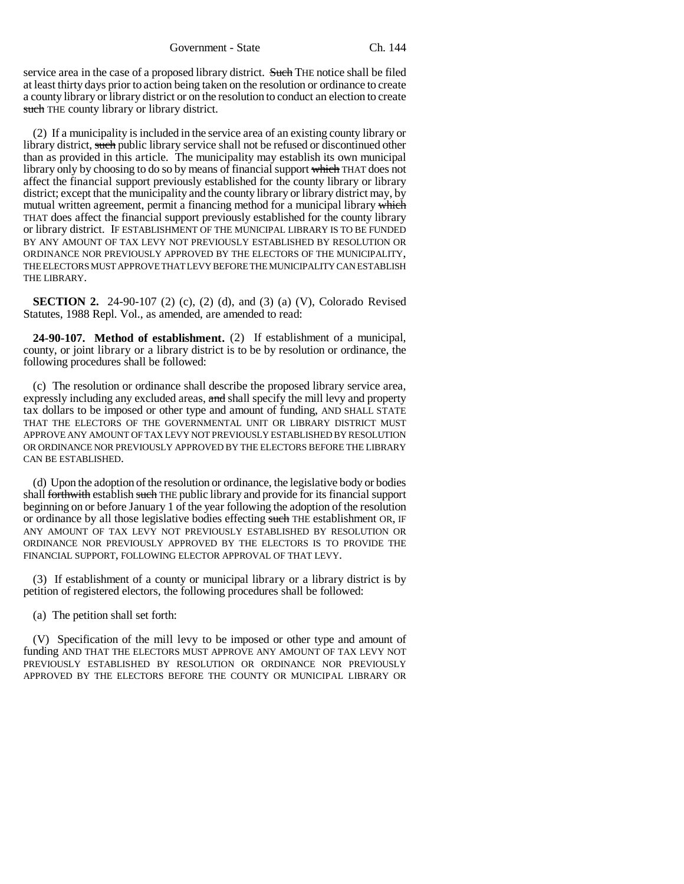service area in the case of a proposed library district. ~~Such~~ THE notice shall be filed at least thirty days prior to action being taken on the resolution or ordinance to create a county library or library district or on the resolution to conduct an election to create ~~such~~ THE county library or library district.

(2) If a municipality is included in the service area of an existing county library or library district, ~~such~~ public library service shall not be refused or discontinued other than as provided in this article. The municipality may establish its own municipal library only by choosing to do so by means of financial support ~~which~~ THAT does not affect the financial support previously established for the county library or library district; except that the municipality and the county library or library district may, by mutual written agreement, permit a financing method for a municipal library ~~which~~ THAT does affect the financial support previously established for the county library or library district. IF ESTABLISHMENT OF THE MUNICIPAL LIBRARY IS TO BE FUNDED BY ANY AMOUNT OF TAX LEVY NOT PREVIOUSLY ESTABLISHED BY RESOLUTION OR ORDINANCE NOR PREVIOUSLY APPROVED BY THE ELECTORS OF THE MUNICIPALITY, THE ELECTORS MUST APPROVE THAT LEVY BEFORE THE MUNICIPALITY CAN ESTABLISH THE LIBRARY.

**SECTION 2.** 24-90-107 (2) (c), (2) (d), and (3) (a) (V), Colorado Revised Statutes, 1988 Repl. Vol., as amended, are amended to read:

**24-90-107. Method of establishment.** (2) If establishment of a municipal, county, or joint library or a library district is to be by resolution or ordinance, the following procedures shall be followed:

(c) The resolution or ordinance shall describe the proposed library service area, expressly including any excluded areas, ~~and~~ shall specify the mill levy and property tax dollars to be imposed or other type and amount of funding, AND SHALL STATE THAT THE ELECTORS OF THE GOVERNMENTAL UNIT OR LIBRARY DISTRICT MUST APPROVE ANY AMOUNT OF TAX LEVY NOT PREVIOUSLY ESTABLISHED BY RESOLUTION OR ORDINANCE NOR PREVIOUSLY APPROVED BY THE ELECTORS BEFORE THE LIBRARY CAN BE ESTABLISHED.

(d) Upon the adoption of the resolution or ordinance, the legislative body or bodies shall ~~forthwith~~ establish ~~such~~ THE public library and provide for its financial support beginning on or before January 1 of the year following the adoption of the resolution or ordinance by all those legislative bodies effecting ~~such~~ THE establishment OR, IF ANY AMOUNT OF TAX LEVY NOT PREVIOUSLY ESTABLISHED BY RESOLUTION OR ORDINANCE NOR PREVIOUSLY APPROVED BY THE ELECTORS IS TO PROVIDE THE FINANCIAL SUPPORT, FOLLOWING ELECTOR APPROVAL OF THAT LEVY.

(3) If establishment of a county or municipal library or a library district is by petition of registered electors, the following procedures shall be followed:

(a) The petition shall set forth:

(V) Specification of the mill levy to be imposed or other type and amount of funding AND THAT THE ELECTORS MUST APPROVE ANY AMOUNT OF TAX LEVY NOT PREVIOUSLY ESTABLISHED BY RESOLUTION OR ORDINANCE NOR PREVIOUSLY APPROVED BY THE ELECTORS BEFORE THE COUNTY OR MUNICIPAL LIBRARY OR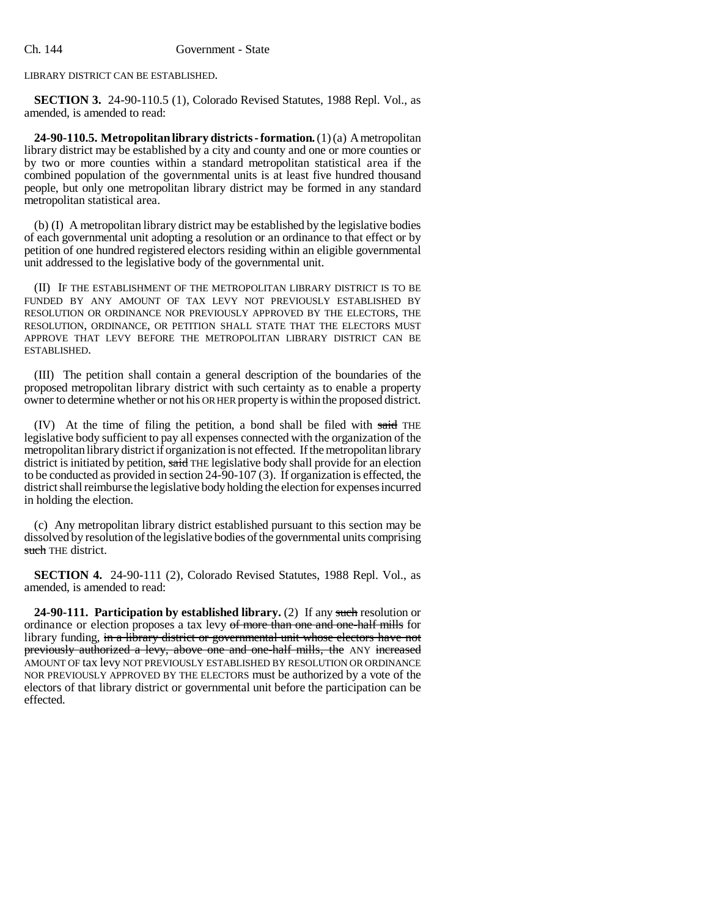LIBRARY DISTRICT CAN BE ESTABLISHED.

**SECTION 3.** 24-90-110.5 (1), Colorado Revised Statutes, 1988 Repl. Vol., as amended, is amended to read:

**24-90-110.5. Metropolitan library districts - formation.** (1) (a) A metropolitan library district may be established by a city and county and one or more counties or by two or more counties within a standard metropolitan statistical area if the combined population of the governmental units is at least five hundred thousand people, but only one metropolitan library district may be formed in any standard metropolitan statistical area.

(b) (I) A metropolitan library district may be established by the legislative bodies of each governmental unit adopting a resolution or an ordinance to that effect or by petition of one hundred registered electors residing within an eligible governmental unit addressed to the legislative body of the governmental unit.

(II) IF THE ESTABLISHMENT OF THE METROPOLITAN LIBRARY DISTRICT IS TO BE FUNDED BY ANY AMOUNT OF TAX LEVY NOT PREVIOUSLY ESTABLISHED BY RESOLUTION OR ORDINANCE NOR PREVIOUSLY APPROVED BY THE ELECTORS, THE RESOLUTION, ORDINANCE, OR PETITION SHALL STATE THAT THE ELECTORS MUST APPROVE THAT LEVY BEFORE THE METROPOLITAN LIBRARY DISTRICT CAN BE ESTABLISHED.

(III) The petition shall contain a general description of the boundaries of the proposed metropolitan library district with such certainty as to enable a property owner to determine whether or not his OR HER property is within the proposed district.

(IV) At the time of filing the petition, a bond shall be filed with ~~said~~ THE legislative body sufficient to pay all expenses connected with the organization of the metropolitan library district if organization is not effected. If the metropolitan library district is initiated by petition, ~~said~~ THE legislative body shall provide for an election to be conducted as provided in section 24-90-107 (3). If organization is effected, the district shall reimburse the legislative body holding the election for expenses incurred in holding the election.

(c) Any metropolitan library district established pursuant to this section may be dissolved by resolution of the legislative bodies of the governmental units comprising ~~such~~ THE district.

**SECTION 4.** 24-90-111 (2), Colorado Revised Statutes, 1988 Repl. Vol., as amended, is amended to read:

**24-90-111. Participation by established library.** (2) If any ~~such~~ resolution or ordinance or election proposes a tax levy ~~of more than one and one-half mills~~ for library funding, ~~in a library district or governmental unit whose electors have not previously authorized a levy, above one and one-half mills, the~~ ANY ~~increased~~ AMOUNT OF tax levy NOT PREVIOUSLY ESTABLISHED BY RESOLUTION OR ORDINANCE NOR PREVIOUSLY APPROVED BY THE ELECTORS must be authorized by a vote of the electors of that library district or governmental unit before the participation can be effected.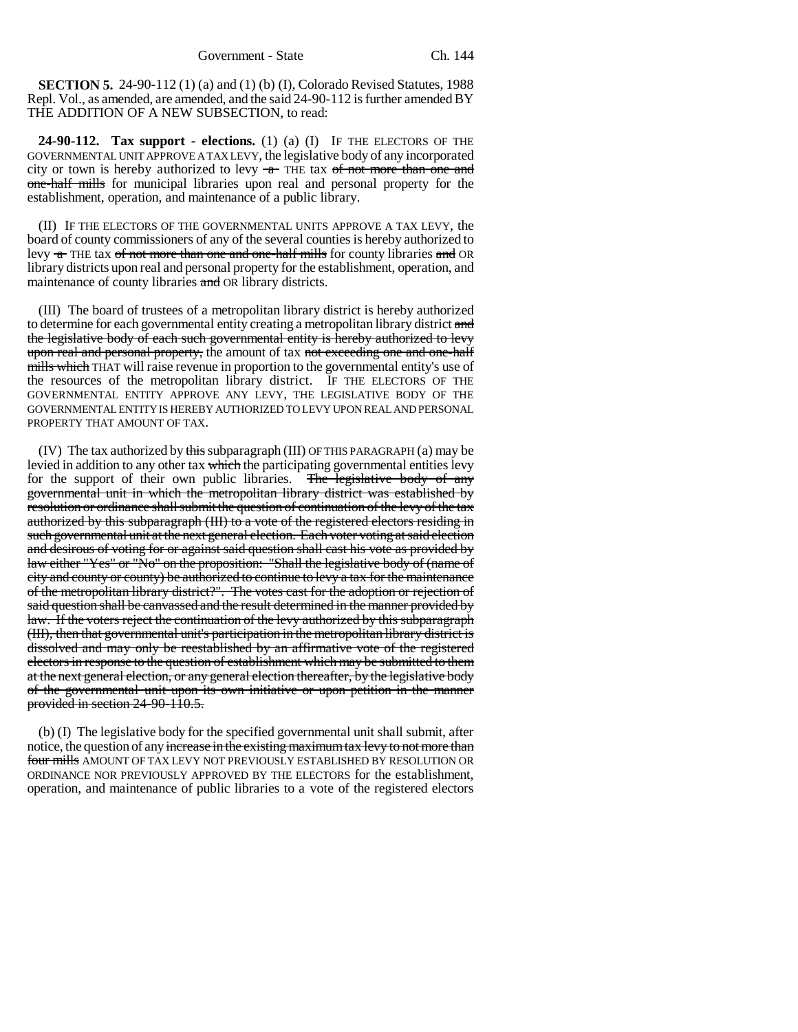**SECTION 5.** 24-90-112 (1) (a) and (1) (b) (I), Colorado Revised Statutes, 1988 Repl. Vol., as amended, are amended, and the said 24-90-112 is further amended BY THE ADDITION OF A NEW SUBSECTION, to read:

**24-90-112. Tax support - elections.** (1) (a) (I) IF THE ELECTORS OF THE GOVERNMENTAL UNIT APPROVE A TAX LEVY, the legislative body of any incorporated city or town is hereby authorized to levy ~~a~~ THE tax ~~of not more than one and one-half mills~~ for municipal libraries upon real and personal property for the establishment, operation, and maintenance of a public library.

(II) IF THE ELECTORS OF THE GOVERNMENTAL UNITS APPROVE A TAX LEVY, the board of county commissioners of any of the several counties is hereby authorized to levy ~~a~~ THE tax ~~of not more than one and one-half mills~~ for county libraries ~~and~~ OR library districts upon real and personal property for the establishment, operation, and maintenance of county libraries ~~and~~ OR library districts.

(III) The board of trustees of a metropolitan library district is hereby authorized to determine for each governmental entity creating a metropolitan library district ~~and the legislative body of each such governmental entity is hereby authorized to levy upon real and personal property,~~ the amount of tax ~~not exceeding one and one-half mills which~~ THAT will raise revenue in proportion to the governmental entity's use of the resources of the metropolitan library district. IF THE ELECTORS OF THE GOVERNMENTAL ENTITY APPROVE ANY LEVY, THE LEGISLATIVE BODY OF THE GOVERNMENTAL ENTITY IS HEREBY AUTHORIZED TO LEVY UPON REAL AND PERSONAL PROPERTY THAT AMOUNT OF TAX.

(IV) The tax authorized by ~~this~~ subparagraph (III) OF THIS PARAGRAPH (a) may be levied in addition to any other tax ~~which~~ the participating governmental entities levy for the support of their own public libraries. ~~The legislative body of any governmental unit in which the metropolitan library district was established by resolution or ordinance shall submit the question of continuation of the levy of the tax authorized by this subparagraph (III) to a vote of the registered electors residing in such governmental unit at the next general election. Each voter voting at said election and desirous of voting for or against said question shall cast his vote as provided by law either "Yes" or "No" on the proposition: "Shall the legislative body of (name of city and county or county) be authorized to continue to levy a tax for the maintenance of the metropolitan library district?". The votes cast for the adoption or rejection of said question shall be canvassed and the result determined in the manner provided by law. If the voters reject the continuation of the levy authorized by this subparagraph (III), then that governmental unit's participation in the metropolitan library district is dissolved and may only be reestablished by an affirmative vote of the registered electors in response to the question of establishment which may be submitted to them at the next general election, or any general election thereafter, by the legislative body of the governmental unit upon its own initiative or upon petition in the manner provided in section 24-90-110.5.~~

(b) (I) The legislative body for the specified governmental unit shall submit, after notice, the question of any ~~increase in the existing maximum tax levy to not more than four mills~~ AMOUNT OF TAX LEVY NOT PREVIOUSLY ESTABLISHED BY RESOLUTION OR ORDINANCE NOR PREVIOUSLY APPROVED BY THE ELECTORS for the establishment, operation, and maintenance of public libraries to a vote of the registered electors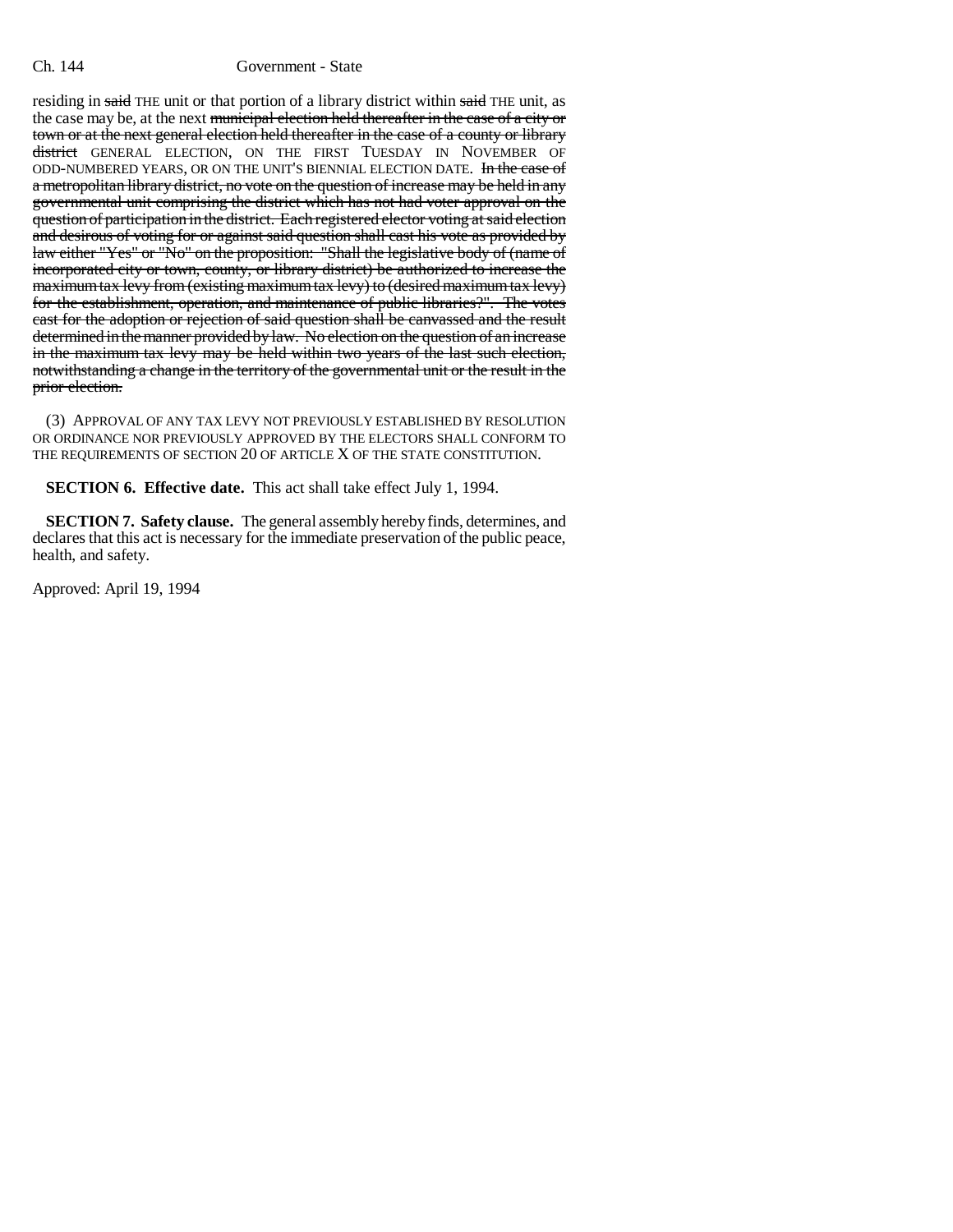residing in ~~said~~ THE unit or that portion of a library district within ~~said~~ THE unit, as the case may be, at the next ~~municipal election held thereafter in the case of a city or town or at the next general election held thereafter in the case of a county or library district~~ GENERAL ELECTION, ON THE FIRST TUESDAY IN NOVEMBER OF ODD-NUMBERED YEARS, OR ON THE UNIT'S BIENNIAL ELECTION DATE. ~~In the case of a metropolitan library district, no vote on the question of increase may be held in any governmental unit comprising the district which has not had voter approval on the question of participation in the district. Each registered elector voting at said election and desirous of voting for or against said question shall cast his vote as provided by law either "Yes" or "No" on the proposition: "Shall the legislative body of (name of incorporated city or town, county, or library district) be authorized to increase the maximum tax levy from (existing maximum tax levy) to (desired maximum tax levy) for the establishment, operation, and maintenance of public libraries?". The votes cast for the adoption or rejection of said question shall be canvassed and the result determined in the manner provided by law. No election on the question of an increase in the maximum tax levy may be held within two years of the last such election, notwithstanding a change in the territory of the governmental unit or the result in the prior election.~~

(3) APPROVAL OF ANY TAX LEVY NOT PREVIOUSLY ESTABLISHED BY RESOLUTION OR ORDINANCE NOR PREVIOUSLY APPROVED BY THE ELECTORS SHALL CONFORM TO THE REQUIREMENTS OF SECTION 20 OF ARTICLE X OF THE STATE CONSTITUTION.

**SECTION 6. Effective date.** This act shall take effect July 1, 1994.

**SECTION 7. Safety clause.** The general assembly hereby finds, determines, and declares that this act is necessary for the immediate preservation of the public peace, health, and safety.

Approved: April 19, 1994